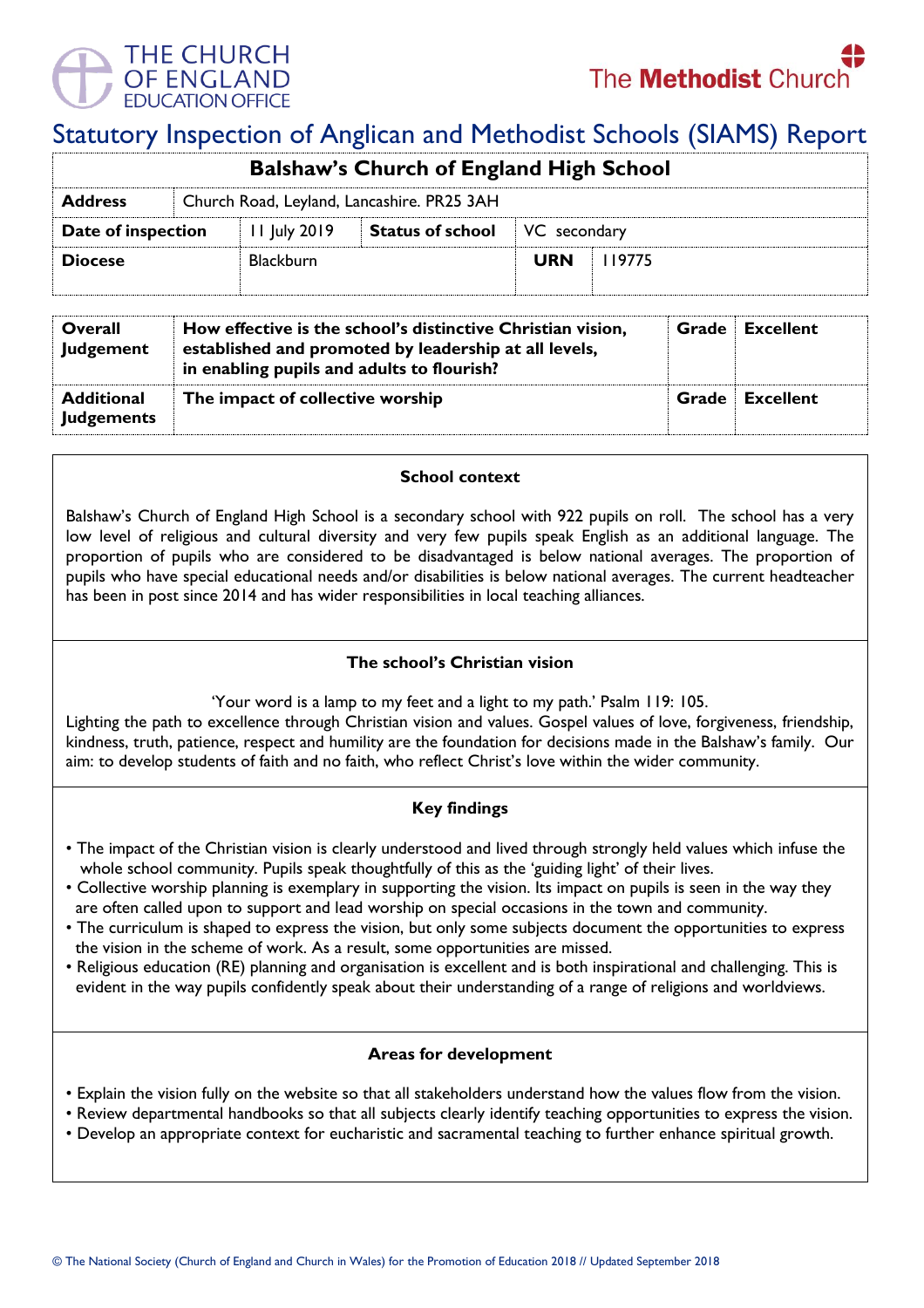THE CHURCH OF ENGLAND EDUCATION OFFICE

The Methodist Church

# Statutory Inspection of Anglican and Methodist Schools (SIAMS) Report

| Balshaw's Church of England High School | | | | | |
|---|---|---|---|---|---|
| **Address** | Church Road, Leyland, Lancashire. PR25 3AH | | | | |
| **Date of inspection** | 11 July 2019 | **Status of school** | VC secondary | | |
| **Diocese** | Blackburn | | **URN** | 119775 | |

| | | | |
|---|---|---|---|
| **Overall Judgement** | **How effective is the school's distinctive Christian vision, established and promoted by leadership at all levels, in enabling pupils and adults to flourish?** | **Grade** | **Excellent** |
| **Additional Judgements** | **The impact of collective worship** | **Grade** | **Excellent** |

## School context

Balshaw's Church of England High School is a secondary school with 922 pupils on roll. The school has a very low level of religious and cultural diversity and very few pupils speak English as an additional language. The proportion of pupils who are considered to be disadvantaged is below national averages. The proportion of pupils who have special educational needs and/or disabilities is below national averages. The current headteacher has been in post since 2014 and has wider responsibilities in local teaching alliances.

## The school's Christian vision

'Your word is a lamp to my feet and a light to my path.' Psalm 119: 105.
Lighting the path to excellence through Christian vision and values. Gospel values of love, forgiveness, friendship, kindness, truth, patience, respect and humility are the foundation for decisions made in the Balshaw's family. Our aim: to develop students of faith and no faith, who reflect Christ's love within the wider community.

## Key findings

- The impact of the Christian vision is clearly understood and lived through strongly held values which infuse the whole school community. Pupils speak thoughtfully of this as the 'guiding light' of their lives.
- Collective worship planning is exemplary in supporting the vision. Its impact on pupils is seen in the way they are often called upon to support and lead worship on special occasions in the town and community.
- The curriculum is shaped to express the vision, but only some subjects document the opportunities to express the vision in the scheme of work. As a result, some opportunities are missed.
- Religious education (RE) planning and organisation is excellent and is both inspirational and challenging. This is evident in the way pupils confidently speak about their understanding of a range of religions and worldviews.

## Areas for development

- Explain the vision fully on the website so that all stakeholders understand how the values flow from the vision.
- Review departmental handbooks so that all subjects clearly identify teaching opportunities to express the vision.
- Develop an appropriate context for eucharistic and sacramental teaching to further enhance spiritual growth.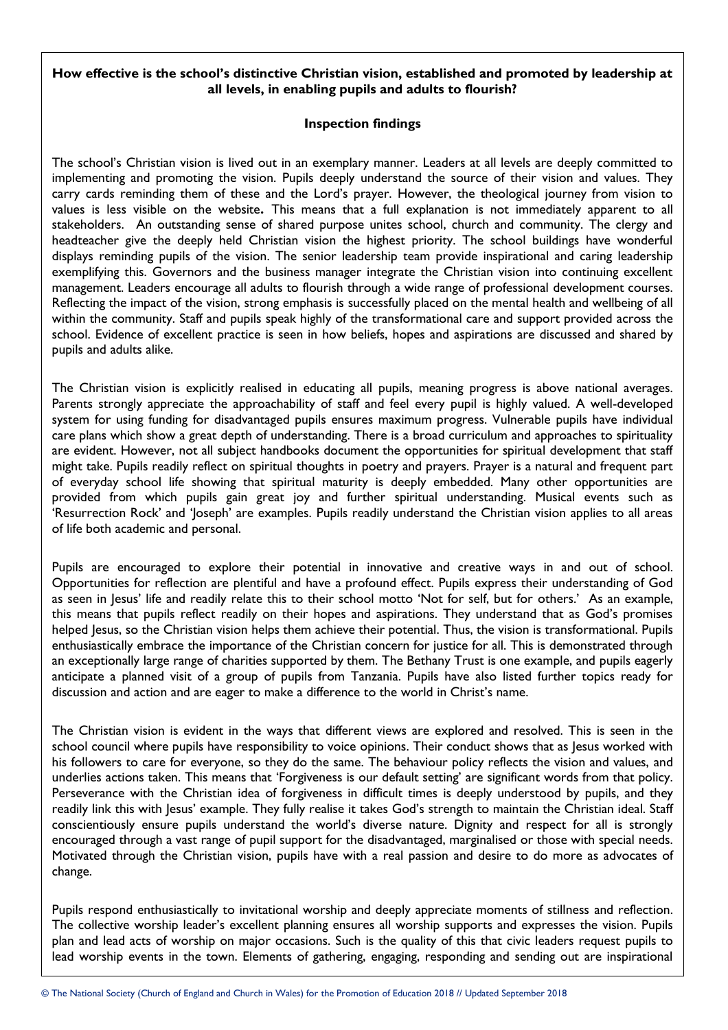**How effective is the school's distinctive Christian vision, established and promoted by leadership at all levels, in enabling pupils and adults to flourish?**

**Inspection findings**

The school's Christian vision is lived out in an exemplary manner. Leaders at all levels are deeply committed to implementing and promoting the vision. Pupils deeply understand the source of their vision and values. They carry cards reminding them of these and the Lord's prayer. However, the theological journey from vision to values is less visible on the website**.** This means that a full explanation is not immediately apparent to all stakeholders. An outstanding sense of shared purpose unites school, church and community. The clergy and headteacher give the deeply held Christian vision the highest priority. The school buildings have wonderful displays reminding pupils of the vision. The senior leadership team provide inspirational and caring leadership exemplifying this. Governors and the business manager integrate the Christian vision into continuing excellent management. Leaders encourage all adults to flourish through a wide range of professional development courses. Reflecting the impact of the vision, strong emphasis is successfully placed on the mental health and wellbeing of all within the community. Staff and pupils speak highly of the transformational care and support provided across the school. Evidence of excellent practice is seen in how beliefs, hopes and aspirations are discussed and shared by pupils and adults alike.

The Christian vision is explicitly realised in educating all pupils, meaning progress is above national averages. Parents strongly appreciate the approachability of staff and feel every pupil is highly valued. A well-developed system for using funding for disadvantaged pupils ensures maximum progress. Vulnerable pupils have individual care plans which show a great depth of understanding. There is a broad curriculum and approaches to spirituality are evident. However, not all subject handbooks document the opportunities for spiritual development that staff might take. Pupils readily reflect on spiritual thoughts in poetry and prayers. Prayer is a natural and frequent part of everyday school life showing that spiritual maturity is deeply embedded. Many other opportunities are provided from which pupils gain great joy and further spiritual understanding. Musical events such as 'Resurrection Rock' and 'Joseph' are examples. Pupils readily understand the Christian vision applies to all areas of life both academic and personal.

Pupils are encouraged to explore their potential in innovative and creative ways in and out of school. Opportunities for reflection are plentiful and have a profound effect. Pupils express their understanding of God as seen in Jesus' life and readily relate this to their school motto 'Not for self, but for others.' As an example, this means that pupils reflect readily on their hopes and aspirations. They understand that as God's promises helped Jesus, so the Christian vision helps them achieve their potential. Thus, the vision is transformational. Pupils enthusiastically embrace the importance of the Christian concern for justice for all. This is demonstrated through an exceptionally large range of charities supported by them. The Bethany Trust is one example, and pupils eagerly anticipate a planned visit of a group of pupils from Tanzania. Pupils have also listed further topics ready for discussion and action and are eager to make a difference to the world in Christ's name.

The Christian vision is evident in the ways that different views are explored and resolved. This is seen in the school council where pupils have responsibility to voice opinions. Their conduct shows that as Jesus worked with his followers to care for everyone, so they do the same. The behaviour policy reflects the vision and values, and underlies actions taken. This means that 'Forgiveness is our default setting' are significant words from that policy. Perseverance with the Christian idea of forgiveness in difficult times is deeply understood by pupils, and they readily link this with Jesus' example. They fully realise it takes God's strength to maintain the Christian ideal. Staff conscientiously ensure pupils understand the world's diverse nature. Dignity and respect for all is strongly encouraged through a vast range of pupil support for the disadvantaged, marginalised or those with special needs. Motivated through the Christian vision, pupils have with a real passion and desire to do more as advocates of change.

Pupils respond enthusiastically to invitational worship and deeply appreciate moments of stillness and reflection. The collective worship leader's excellent planning ensures all worship supports and expresses the vision. Pupils plan and lead acts of worship on major occasions. Such is the quality of this that civic leaders request pupils to lead worship events in the town. Elements of gathering, engaging, responding and sending out are inspirational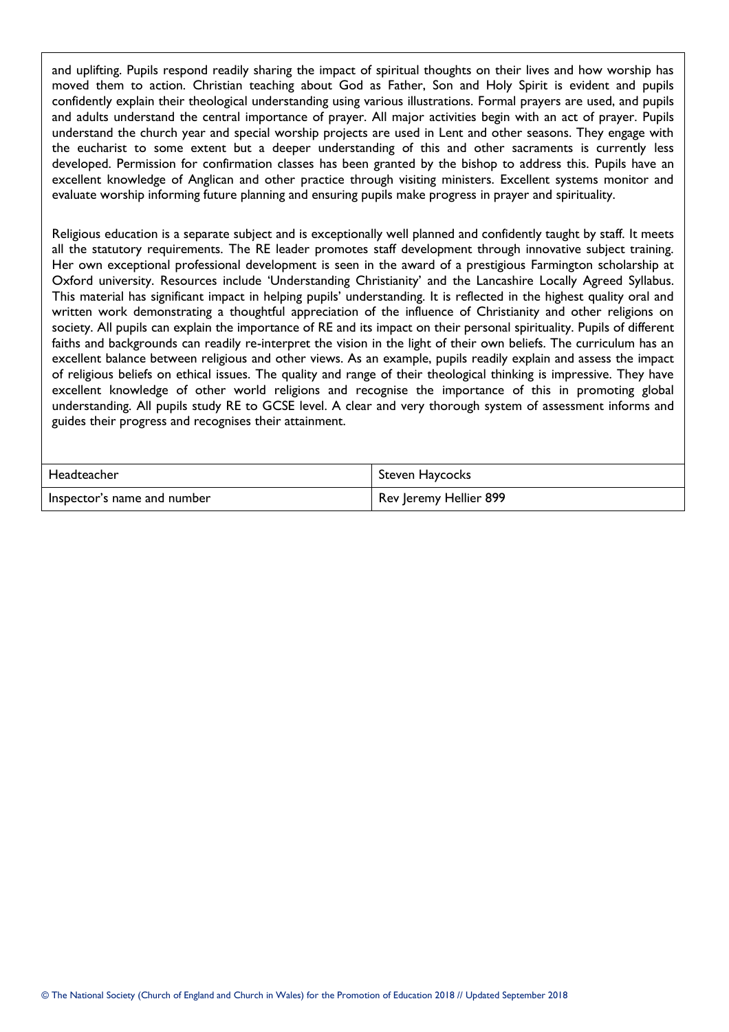and uplifting. Pupils respond readily sharing the impact of spiritual thoughts on their lives and how worship has moved them to action. Christian teaching about God as Father, Son and Holy Spirit is evident and pupils confidently explain their theological understanding using various illustrations. Formal prayers are used, and pupils and adults understand the central importance of prayer. All major activities begin with an act of prayer. Pupils understand the church year and special worship projects are used in Lent and other seasons. They engage with the eucharist to some extent but a deeper understanding of this and other sacraments is currently less developed. Permission for confirmation classes has been granted by the bishop to address this. Pupils have an excellent knowledge of Anglican and other practice through visiting ministers. Excellent systems monitor and evaluate worship informing future planning and ensuring pupils make progress in prayer and spirituality.

Religious education is a separate subject and is exceptionally well planned and confidently taught by staff. It meets all the statutory requirements. The RE leader promotes staff development through innovative subject training. Her own exceptional professional development is seen in the award of a prestigious Farmington scholarship at Oxford university. Resources include 'Understanding Christianity' and the Lancashire Locally Agreed Syllabus. This material has significant impact in helping pupils' understanding. It is reflected in the highest quality oral and written work demonstrating a thoughtful appreciation of the influence of Christianity and other religions on society. All pupils can explain the importance of RE and its impact on their personal spirituality. Pupils of different faiths and backgrounds can readily re-interpret the vision in the light of their own beliefs. The curriculum has an excellent balance between religious and other views. As an example, pupils readily explain and assess the impact of religious beliefs on ethical issues. The quality and range of their theological thinking is impressive. They have excellent knowledge of other world religions and recognise the importance of this in promoting global understanding. All pupils study RE to GCSE level. A clear and very thorough system of assessment informs and guides their progress and recognises their attainment.

| | |
|---|---|
| Headteacher | Steven Haycocks |
| Inspector's name and number | Rev Jeremy Hellier 899 |

© The National Society (Church of England and Church in Wales) for the Promotion of Education 2018 // Updated September 2018